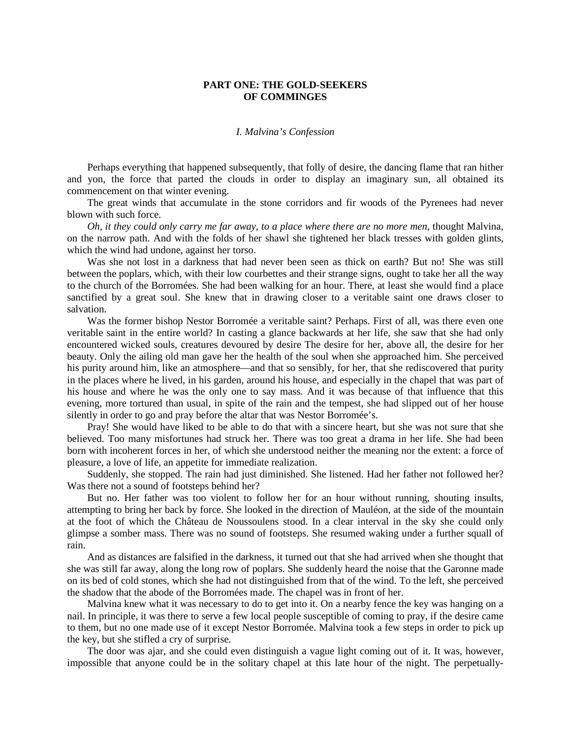## PART ONE: THE GOLD-SEEKERS OF COMMINGES

### *I. Malvina's Confession*

Perhaps everything that happened subsequently, that folly of desire, the dancing flame that ran hither and yon, the force that parted the clouds in order to display an imaginary sun, all obtained its commencement on that winter evening.

The great winds that accumulate in the stone corridors and fir woods of the Pyrenees had never blown with such force.

*Oh, it they could only carry me far away, to a place where there are no more men*, thought Malvina, on the narrow path. And with the folds of her shawl she tightened her black tresses with golden glints, which the wind had undone, against her torso.

Was she not lost in a darkness that had never been seen as thick on earth? But no! She was still between the poplars, which, with their low courbettes and their strange signs, ought to take her all the way to the church of the Borromées. She had been walking for an hour. There, at least she would find a place sanctified by a great soul. She knew that in drawing closer to a veritable saint one draws closer to salvation.

Was the former bishop Nestor Borromée a veritable saint? Perhaps. First of all, was there even one veritable saint in the entire world? In casting a glance backwards at her life, she saw that she had only encountered wicked souls, creatures devoured by desire The desire for her, above all, the desire for her beauty. Only the ailing old man gave her the health of the soul when she approached him. She perceived his purity around him, like an atmosphere—and that so sensibly, for her, that she rediscovered that purity in the places where he lived, in his garden, around his house, and especially in the chapel that was part of his house and where he was the only one to say mass. And it was because of that influence that this evening, more tortured than usual, in spite of the rain and the tempest, she had slipped out of her house silently in order to go and pray before the altar that was Nestor Borromée's.

Pray! She would have liked to be able to do that with a sincere heart, but she was not sure that she believed. Too many misfortunes had struck her. There was too great a drama in her life. She had been born with incoherent forces in her, of which she understood neither the meaning nor the extent: a force of pleasure, a love of life, an appetite for immediate realization.

Suddenly, she stopped. The rain had just diminished. She listened. Had her father not followed her? Was there not a sound of footsteps behind her?

But no. Her father was too violent to follow her for an hour without running, shouting insults, attempting to bring her back by force. She looked in the direction of Mauléon, at the side of the mountain at the foot of which the Château de Noussoulens stood. In a clear interval in the sky she could only glimpse a somber mass. There was no sound of footsteps. She resumed waking under a further squall of rain.

And as distances are falsified in the darkness, it turned out that she had arrived when she thought that she was still far away, along the long row of poplars. She suddenly heard the noise that the Garonne made on its bed of cold stones, which she had not distinguished from that of the wind. To the left, she perceived the shadow that the abode of the Borromées made. The chapel was in front of her.

Malvina knew what it was necessary to do to get into it. On a nearby fence the key was hanging on a nail. In principle, it was there to serve a few local people susceptible of coming to pray, if the desire came to them, but no one made use of it except Nestor Borromée. Malvina took a few steps in order to pick up the key, but she stifled a cry of surprise.

The door was ajar, and she could even distinguish a vague light coming out of it. It was, however, impossible that anyone could be in the solitary chapel at this late hour of the night. The perpetually-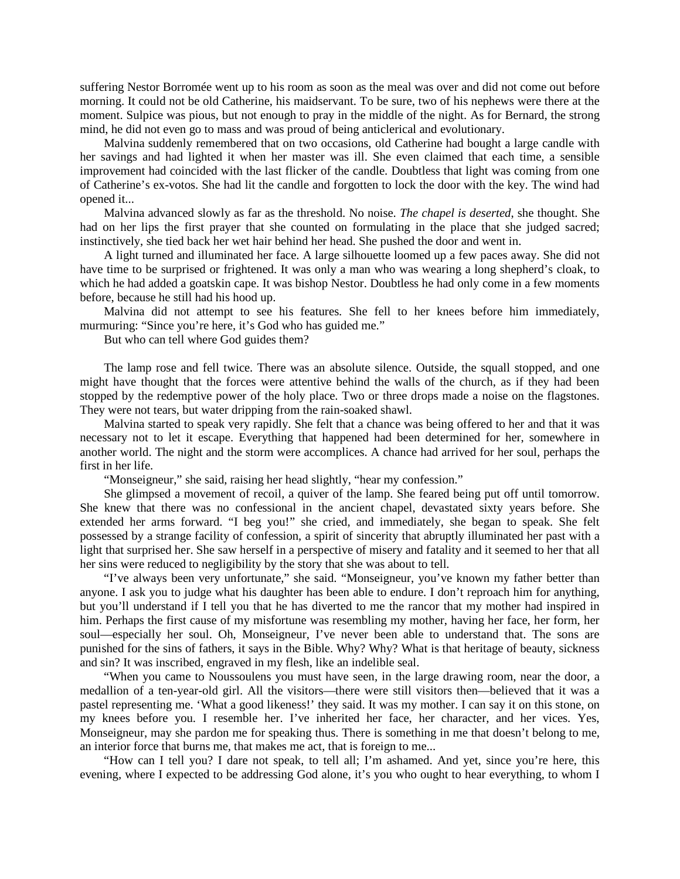suffering Nestor Borromée went up to his room as soon as the meal was over and did not come out before morning. It could not be old Catherine, his maidservant. To be sure, two of his nephews were there at the moment. Sulpice was pious, but not enough to pray in the middle of the night. As for Bernard, the strong mind, he did not even go to mass and was proud of being anticlerical and evolutionary.

Malvina suddenly remembered that on two occasions, old Catherine had bought a large candle with her savings and had lighted it when her master was ill. She even claimed that each time, a sensible improvement had coincided with the last flicker of the candle. Doubtless that light was coming from one of Catherine's ex-votos. She had lit the candle and forgotten to lock the door with the key. The wind had opened it...

Malvina advanced slowly as far as the threshold. No noise. *The chapel is deserted*, she thought. She had on her lips the first prayer that she counted on formulating in the place that she judged sacred; instinctively, she tied back her wet hair behind her head. She pushed the door and went in.

A light turned and illuminated her face. A large silhouette loomed up a few paces away. She did not have time to be surprised or frightened. It was only a man who was wearing a long shepherd's cloak, to which he had added a goatskin cape. It was bishop Nestor. Doubtless he had only come in a few moments before, because he still had his hood up.

Malvina did not attempt to see his features. She fell to her knees before him immediately, murmuring: "Since you're here, it's God who has guided me."

But who can tell where God guides them?

The lamp rose and fell twice. There was an absolute silence. Outside, the squall stopped, and one might have thought that the forces were attentive behind the walls of the church, as if they had been stopped by the redemptive power of the holy place. Two or three drops made a noise on the flagstones. They were not tears, but water dripping from the rain-soaked shawl.

Malvina started to speak very rapidly. She felt that a chance was being offered to her and that it was necessary not to let it escape. Everything that happened had been determined for her, somewhere in another world. The night and the storm were accomplices. A chance had arrived for her soul, perhaps the first in her life.

"Monseigneur," she said, raising her head slightly, "hear my confession."

She glimpsed a movement of recoil, a quiver of the lamp. She feared being put off until tomorrow. She knew that there was no confessional in the ancient chapel, devastated sixty years before. She extended her arms forward. "I beg you!" she cried, and immediately, she began to speak. She felt possessed by a strange facility of confession, a spirit of sincerity that abruptly illuminated her past with a light that surprised her. She saw herself in a perspective of misery and fatality and it seemed to her that all her sins were reduced to negligibility by the story that she was about to tell.

"I've always been very unfortunate," she said. "Monseigneur, you've known my father better than anyone. I ask you to judge what his daughter has been able to endure. I don't reproach him for anything, but you'll understand if I tell you that he has diverted to me the rancor that my mother had inspired in him. Perhaps the first cause of my misfortune was resembling my mother, having her face, her form, her soul—especially her soul. Oh, Monseigneur, I've never been able to understand that. The sons are punished for the sins of fathers, it says in the Bible. Why? Why? What is that heritage of beauty, sickness and sin? It was inscribed, engraved in my flesh, like an indelible seal.

"When you came to Noussoulens you must have seen, in the large drawing room, near the door, a medallion of a ten-year-old girl. All the visitors—there were still visitors then—believed that it was a pastel representing me. 'What a good likeness!' they said. It was my mother. I can say it on this stone, on my knees before you. I resemble her. I've inherited her face, her character, and her vices. Yes, Monseigneur, may she pardon me for speaking thus. There is something in me that doesn't belong to me, an interior force that burns me, that makes me act, that is foreign to me...

"How can I tell you? I dare not speak, to tell all; I'm ashamed. And yet, since you're here, this evening, where I expected to be addressing God alone, it's you who ought to hear everything, to whom I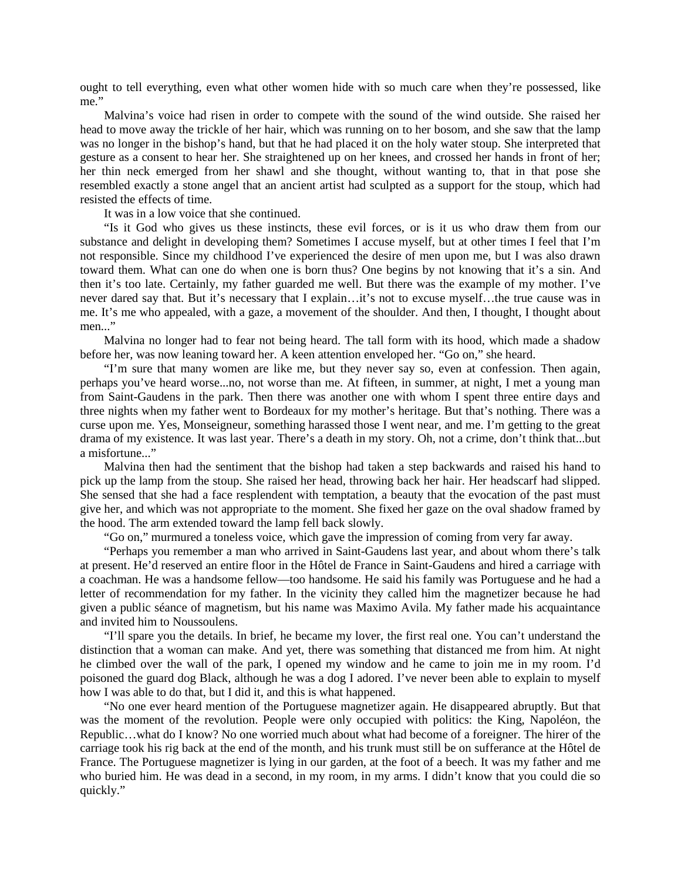ought to tell everything, even what other women hide with so much care when they're possessed, like me."

Malvina's voice had risen in order to compete with the sound of the wind outside. She raised her head to move away the trickle of her hair, which was running on to her bosom, and she saw that the lamp was no longer in the bishop's hand, but that he had placed it on the holy water stoup. She interpreted that gesture as a consent to hear her. She straightened up on her knees, and crossed her hands in front of her; her thin neck emerged from her shawl and she thought, without wanting to, that in that pose she resembled exactly a stone angel that an ancient artist had sculpted as a support for the stoup, which had resisted the effects of time.

It was in a low voice that she continued.

"Is it God who gives us these instincts, these evil forces, or is it us who draw them from our substance and delight in developing them? Sometimes I accuse myself, but at other times I feel that I'm not responsible. Since my childhood I've experienced the desire of men upon me, but I was also drawn toward them. What can one do when one is born thus? One begins by not knowing that it's a sin. And then it's too late. Certainly, my father guarded me well. But there was the example of my mother. I've never dared say that. But it's necessary that I explain…it's not to excuse myself…the true cause was in me. It's me who appealed, with a gaze, a movement of the shoulder. And then, I thought, I thought about men..."

Malvina no longer had to fear not being heard. The tall form with its hood, which made a shadow before her, was now leaning toward her. A keen attention enveloped her. "Go on," she heard.

"I'm sure that many women are like me, but they never say so, even at confession. Then again, perhaps you've heard worse...no, not worse than me. At fifteen, in summer, at night, I met a young man from Saint-Gaudens in the park. Then there was another one with whom I spent three entire days and three nights when my father went to Bordeaux for my mother's heritage. But that's nothing. There was a curse upon me. Yes, Monseigneur, something harassed those I went near, and me. I'm getting to the great drama of my existence. It was last year. There's a death in my story. Oh, not a crime, don't think that...but a misfortune..."

Malvina then had the sentiment that the bishop had taken a step backwards and raised his hand to pick up the lamp from the stoup. She raised her head, throwing back her hair. Her headscarf had slipped. She sensed that she had a face resplendent with temptation, a beauty that the evocation of the past must give her, and which was not appropriate to the moment. She fixed her gaze on the oval shadow framed by the hood. The arm extended toward the lamp fell back slowly.

"Go on," murmured a toneless voice, which gave the impression of coming from very far away.

"Perhaps you remember a man who arrived in Saint-Gaudens last year, and about whom there's talk at present. He'd reserved an entire floor in the Hôtel de France in Saint-Gaudens and hired a carriage with a coachman. He was a handsome fellow—too handsome. He said his family was Portuguese and he had a letter of recommendation for my father. In the vicinity they called him the magnetizer because he had given a public séance of magnetism, but his name was Maximo Avila. My father made his acquaintance and invited him to Noussoulens.

"I'll spare you the details. In brief, he became my lover, the first real one. You can't understand the distinction that a woman can make. And yet, there was something that distanced me from him. At night he climbed over the wall of the park, I opened my window and he came to join me in my room. I'd poisoned the guard dog Black, although he was a dog I adored. I've never been able to explain to myself how I was able to do that, but I did it, and this is what happened.

"No one ever heard mention of the Portuguese magnetizer again. He disappeared abruptly. But that was the moment of the revolution. People were only occupied with politics: the King, Napoléon, the Republic…what do I know? No one worried much about what had become of a foreigner. The hirer of the carriage took his rig back at the end of the month, and his trunk must still be on sufferance at the Hôtel de France. The Portuguese magnetizer is lying in our garden, at the foot of a beech. It was my father and me who buried him. He was dead in a second, in my room, in my arms. I didn't know that you could die so quickly."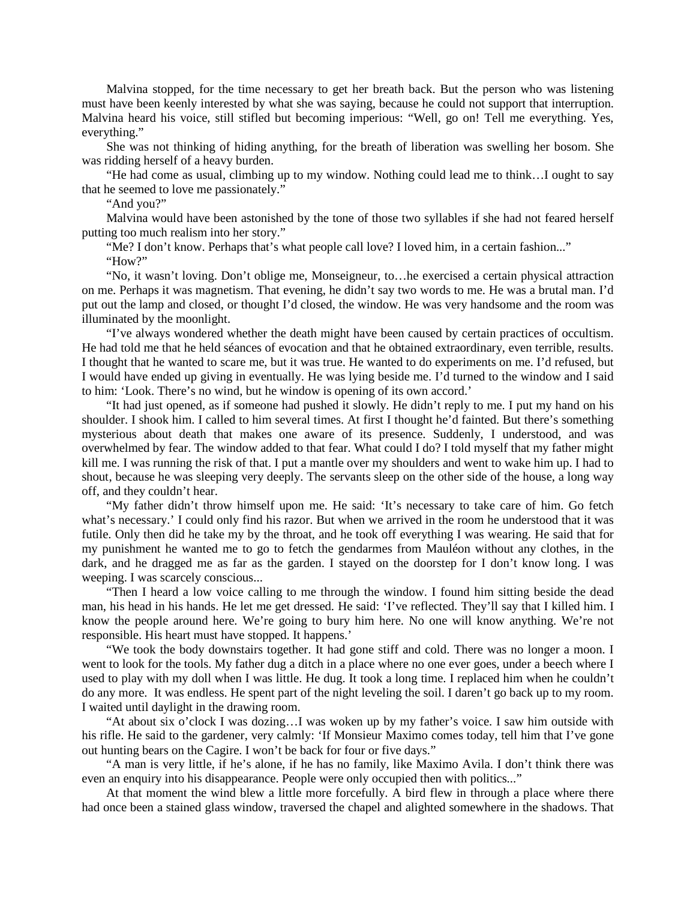Malvina stopped, for the time necessary to get her breath back. But the person who was listening must have been keenly interested by what she was saying, because he could not support that interruption. Malvina heard his voice, still stifled but becoming imperious: "Well, go on! Tell me everything. Yes, everything."

She was not thinking of hiding anything, for the breath of liberation was swelling her bosom. She was ridding herself of a heavy burden.

"He had come as usual, climbing up to my window. Nothing could lead me to think…I ought to say that he seemed to love me passionately."

"And you?"

Malvina would have been astonished by the tone of those two syllables if she had not feared herself putting too much realism into her story."

"Me? I don't know. Perhaps that's what people call love? I loved him, in a certain fashion..."

"How?"

"No, it wasn't loving. Don't oblige me, Monseigneur, to…he exercised a certain physical attraction on me. Perhaps it was magnetism. That evening, he didn't say two words to me. He was a brutal man. I'd put out the lamp and closed, or thought I'd closed, the window. He was very handsome and the room was illuminated by the moonlight.

"I've always wondered whether the death might have been caused by certain practices of occultism. He had told me that he held séances of evocation and that he obtained extraordinary, even terrible, results. I thought that he wanted to scare me, but it was true. He wanted to do experiments on me. I'd refused, but I would have ended up giving in eventually. He was lying beside me. I'd turned to the window and I said to him: 'Look. There's no wind, but he window is opening of its own accord.'

"It had just opened, as if someone had pushed it slowly. He didn't reply to me. I put my hand on his shoulder. I shook him. I called to him several times. At first I thought he'd fainted. But there's something mysterious about death that makes one aware of its presence. Suddenly, I understood, and was overwhelmed by fear. The window added to that fear. What could I do? I told myself that my father might kill me. I was running the risk of that. I put a mantle over my shoulders and went to wake him up. I had to shout, because he was sleeping very deeply. The servants sleep on the other side of the house, a long way off, and they couldn't hear.

"My father didn't throw himself upon me. He said: 'It's necessary to take care of him. Go fetch what's necessary.' I could only find his razor. But when we arrived in the room he understood that it was futile. Only then did he take my by the throat, and he took off everything I was wearing. He said that for my punishment he wanted me to go to fetch the gendarmes from Mauléon without any clothes, in the dark, and he dragged me as far as the garden. I stayed on the doorstep for I don't know long. I was weeping. I was scarcely conscious...

"Then I heard a low voice calling to me through the window. I found him sitting beside the dead man, his head in his hands. He let me get dressed. He said: 'I've reflected. They'll say that I killed him. I know the people around here. We're going to bury him here. No one will know anything. We're not responsible. His heart must have stopped. It happens.'

"We took the body downstairs together. It had gone stiff and cold. There was no longer a moon. I went to look for the tools. My father dug a ditch in a place where no one ever goes, under a beech where I used to play with my doll when I was little. He dug. It took a long time. I replaced him when he couldn't do any more. It was endless. He spent part of the night leveling the soil. I daren't go back up to my room. I waited until daylight in the drawing room.

"At about six o'clock I was dozing…I was woken up by my father's voice. I saw him outside with his rifle. He said to the gardener, very calmly: 'If Monsieur Maximo comes today, tell him that I've gone out hunting bears on the Cagire. I won't be back for four or five days."

"A man is very little, if he's alone, if he has no family, like Maximo Avila. I don't think there was even an enquiry into his disappearance. People were only occupied then with politics..."

At that moment the wind blew a little more forcefully. A bird flew in through a place where there had once been a stained glass window, traversed the chapel and alighted somewhere in the shadows. That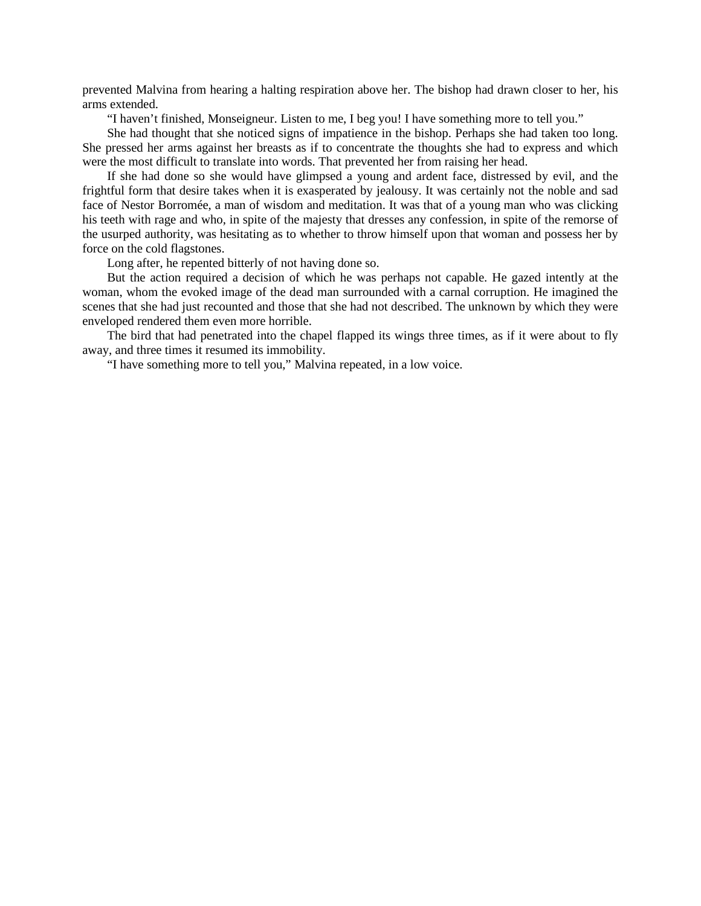prevented Malvina from hearing a halting respiration above her. The bishop had drawn closer to her, his arms extended.

"I haven't finished, Monseigneur. Listen to me, I beg you! I have something more to tell you."

She had thought that she noticed signs of impatience in the bishop. Perhaps she had taken too long. She pressed her arms against her breasts as if to concentrate the thoughts she had to express and which were the most difficult to translate into words. That prevented her from raising her head.

If she had done so she would have glimpsed a young and ardent face, distressed by evil, and the frightful form that desire takes when it is exasperated by jealousy. It was certainly not the noble and sad face of Nestor Borromée, a man of wisdom and meditation. It was that of a young man who was clicking his teeth with rage and who, in spite of the majesty that dresses any confession, in spite of the remorse of the usurped authority, was hesitating as to whether to throw himself upon that woman and possess her by force on the cold flagstones.

Long after, he repented bitterly of not having done so.

But the action required a decision of which he was perhaps not capable. He gazed intently at the woman, whom the evoked image of the dead man surrounded with a carnal corruption. He imagined the scenes that she had just recounted and those that she had not described. The unknown by which they were enveloped rendered them even more horrible.

The bird that had penetrated into the chapel flapped its wings three times, as if it were about to fly away, and three times it resumed its immobility.

"I have something more to tell you," Malvina repeated, in a low voice.